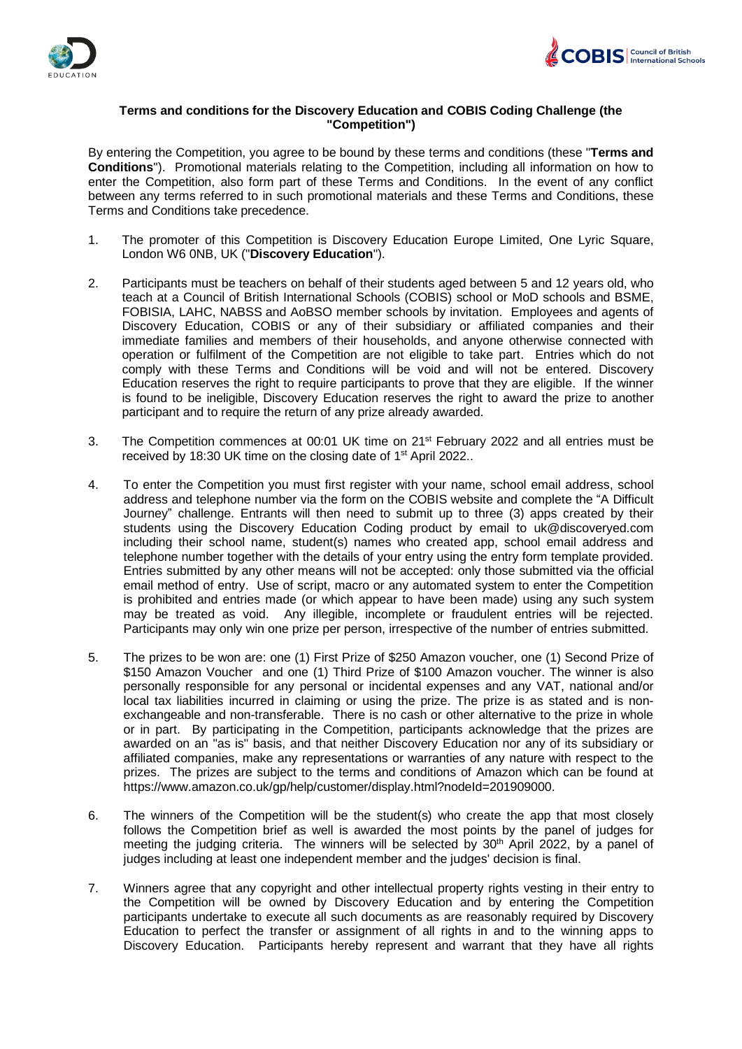**Terms and conditions for the Discovery Education and COBIS Coding Challenge (the "Competition")**

By entering the Competition, you agree to be bound by these terms and conditions (these "**Terms and Conditions**"). Promotional materials relating to the Competition, including all information on how to enter the Competition, also form part of these Terms and Conditions. In the event of any conflict between any terms referred to in such promotional materials and these Terms and Conditions, these Terms and Conditions take precedence.

1. The promoter of this Competition is Discovery Education Europe Limited, One Lyric Square, London W6 0NB, UK ("**Discovery Education**").

2. Participants must be teachers on behalf of their students aged between 5 and 12 years old, who teach at a Council of British International Schools (COBIS) school or MoD schools and BSME, FOBISIA, LAHC, NABSS and AoBSO member schools by invitation. Employees and agents of Discovery Education, COBIS or any of their subsidiary or affiliated companies and their immediate families and members of their households, and anyone otherwise connected with operation or fulfilment of the Competition are not eligible to take part. Entries which do not comply with these Terms and Conditions will be void and will not be entered. Discovery Education reserves the right to require participants to prove that they are eligible. If the winner is found to be ineligible, Discovery Education reserves the right to award the prize to another participant and to require the return of any prize already awarded.

3. The Competition commences at 00:01 UK time on 21st February 2022 and all entries must be received by 18:30 UK time on the closing date of 1st April 2022..

4. To enter the Competition you must first register with your name, school email address, school address and telephone number via the form on the COBIS website and complete the "A Difficult Journey" challenge. Entrants will then need to submit up to three (3) apps created by their students using the Discovery Education Coding product by email to uk@discoveryed.com including their school name, student(s) names who created app, school email address and telephone number together with the details of your entry using the entry form template provided. Entries submitted by any other means will not be accepted: only those submitted via the official email method of entry. Use of script, macro or any automated system to enter the Competition is prohibited and entries made (or which appear to have been made) using any such system may be treated as void. Any illegible, incomplete or fraudulent entries will be rejected. Participants may only win one prize per person, irrespective of the number of entries submitted.

5. The prizes to be won are: one (1) First Prize of $250 Amazon voucher, one (1) Second Prize of $150 Amazon Voucher and one (1) Third Prize of $100 Amazon voucher. The winner is also personally responsible for any personal or incidental expenses and any VAT, national and/or local tax liabilities incurred in claiming or using the prize. The prize is as stated and is non-exchangeable and non-transferable. There is no cash or other alternative to the prize in whole or in part. By participating in the Competition, participants acknowledge that the prizes are awarded on an "as is" basis, and that neither Discovery Education nor any of its subsidiary or affiliated companies, make any representations or warranties of any nature with respect to the prizes. The prizes are subject to the terms and conditions of Amazon which can be found at https://www.amazon.co.uk/gp/help/customer/display.html?nodeId=201909000.

6. The winners of the Competition will be the student(s) who create the app that most closely follows the Competition brief as well is awarded the most points by the panel of judges for meeting the judging criteria. The winners will be selected by 30th April 2022, by a panel of judges including at least one independent member and the judges' decision is final.

7. Winners agree that any copyright and other intellectual property rights vesting in their entry to the Competition will be owned by Discovery Education and by entering the Competition participants undertake to execute all such documents as are reasonably required by Discovery Education to perfect the transfer or assignment of all rights in and to the winning apps to Discovery Education. Participants hereby represent and warrant that they have all rights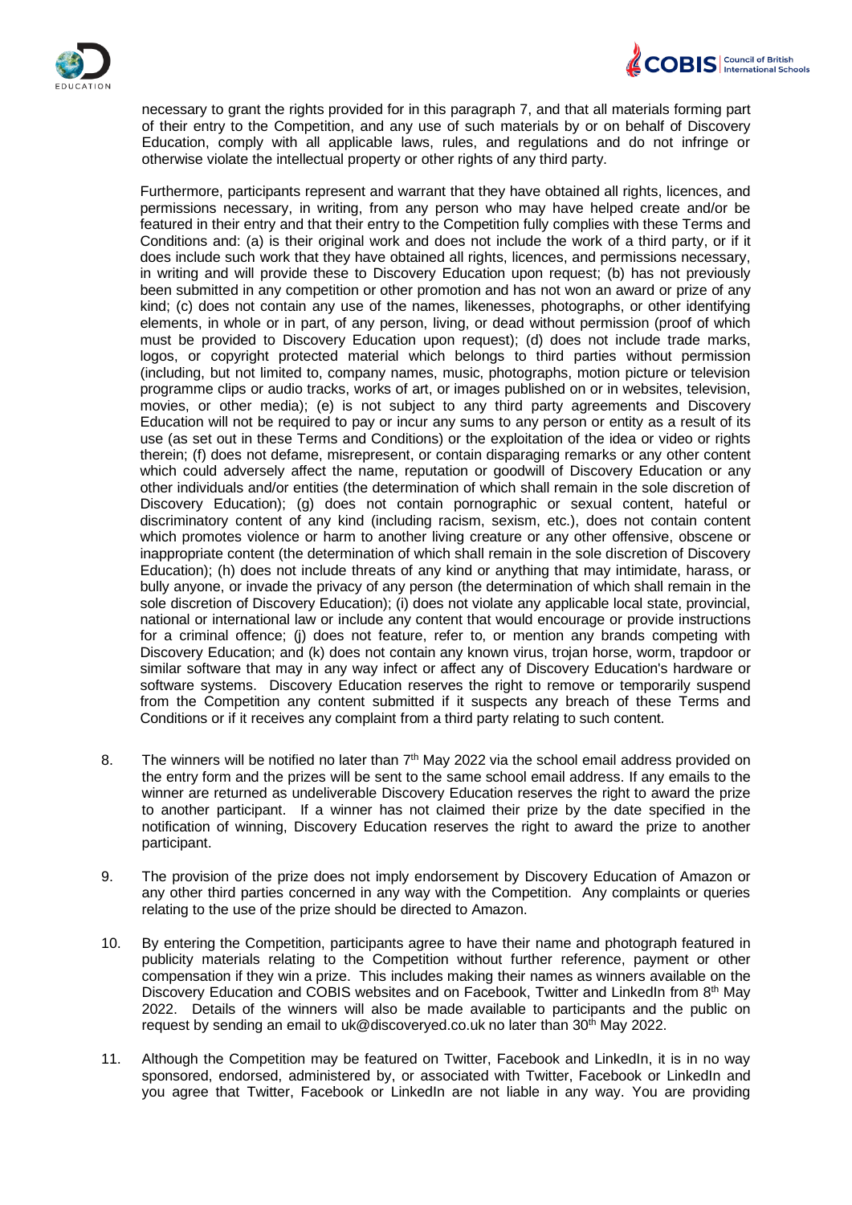necessary to grant the rights provided for in this paragraph 7, and that all materials forming part of their entry to the Competition, and any use of such materials by or on behalf of Discovery Education, comply with all applicable laws, rules, and regulations and do not infringe or otherwise violate the intellectual property or other rights of any third party.

Furthermore, participants represent and warrant that they have obtained all rights, licences, and permissions necessary, in writing, from any person who may have helped create and/or be featured in their entry and that their entry to the Competition fully complies with these Terms and Conditions and: (a) is their original work and does not include the work of a third party, or if it does include such work that they have obtained all rights, licences, and permissions necessary, in writing and will provide these to Discovery Education upon request; (b) has not previously been submitted in any competition or other promotion and has not won an award or prize of any kind; (c) does not contain any use of the names, likenesses, photographs, or other identifying elements, in whole or in part, of any person, living, or dead without permission (proof of which must be provided to Discovery Education upon request); (d) does not include trade marks, logos, or copyright protected material which belongs to third parties without permission (including, but not limited to, company names, music, photographs, motion picture or television programme clips or audio tracks, works of art, or images published on or in websites, television, movies, or other media); (e) is not subject to any third party agreements and Discovery Education will not be required to pay or incur any sums to any person or entity as a result of its use (as set out in these Terms and Conditions) or the exploitation of the idea or video or rights therein; (f) does not defame, misrepresent, or contain disparaging remarks or any other content which could adversely affect the name, reputation or goodwill of Discovery Education or any other individuals and/or entities (the determination of which shall remain in the sole discretion of Discovery Education); (g) does not contain pornographic or sexual content, hateful or discriminatory content of any kind (including racism, sexism, etc.), does not contain content which promotes violence or harm to another living creature or any other offensive, obscene or inappropriate content (the determination of which shall remain in the sole discretion of Discovery Education); (h) does not include threats of any kind or anything that may intimidate, harass, or bully anyone, or invade the privacy of any person (the determination of which shall remain in the sole discretion of Discovery Education); (i) does not violate any applicable local state, provincial, national or international law or include any content that would encourage or provide instructions for a criminal offence; (j) does not feature, refer to, or mention any brands competing with Discovery Education; and (k) does not contain any known virus, trojan horse, worm, trapdoor or similar software that may in any way infect or affect any of Discovery Education's hardware or software systems. Discovery Education reserves the right to remove or temporarily suspend from the Competition any content submitted if it suspects any breach of these Terms and Conditions or if it receives any complaint from a third party relating to such content.

8. The winners will be notified no later than 7th May 2022 via the school email address provided on the entry form and the prizes will be sent to the same school email address. If any emails to the winner are returned as undeliverable Discovery Education reserves the right to award the prize to another participant. If a winner has not claimed their prize by the date specified in the notification of winning, Discovery Education reserves the right to award the prize to another participant.

9. The provision of the prize does not imply endorsement by Discovery Education of Amazon or any other third parties concerned in any way with the Competition. Any complaints or queries relating to the use of the prize should be directed to Amazon.

10. By entering the Competition, participants agree to have their name and photograph featured in publicity materials relating to the Competition without further reference, payment or other compensation if they win a prize. This includes making their names as winners available on the Discovery Education and COBIS websites and on Facebook, Twitter and LinkedIn from 8th May 2022. Details of the winners will also be made available to participants and the public on request by sending an email to uk@discoveryed.co.uk no later than 30th May 2022.

11. Although the Competition may be featured on Twitter, Facebook and LinkedIn, it is in no way sponsored, endorsed, administered by, or associated with Twitter, Facebook or LinkedIn and you agree that Twitter, Facebook or LinkedIn are not liable in any way. You are providing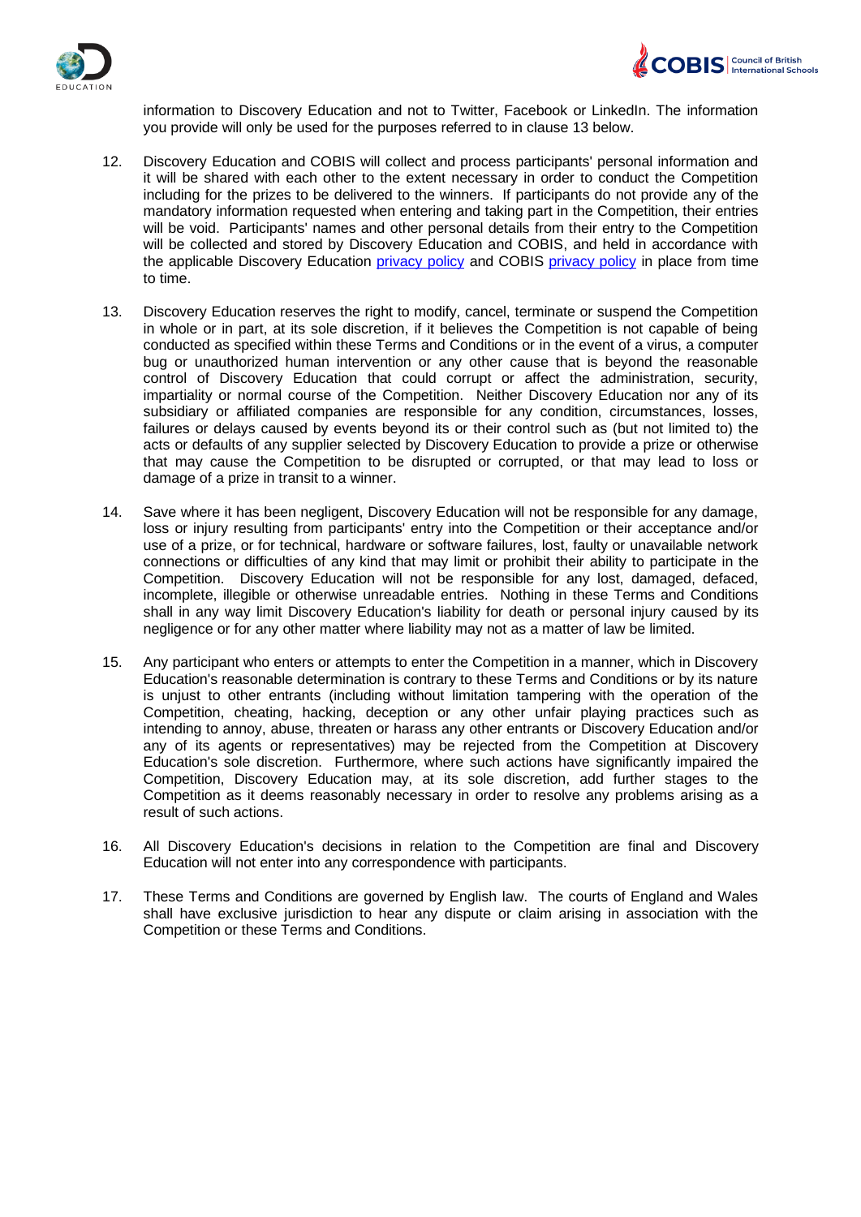information to Discovery Education and not to Twitter, Facebook or LinkedIn. The information you provide will only be used for the purposes referred to in clause 13 below.

12. Discovery Education and COBIS will collect and process participants' personal information and it will be shared with each other to the extent necessary in order to conduct the Competition including for the prizes to be delivered to the winners. If participants do not provide any of the mandatory information requested when entering and taking part in the Competition, their entries will be void. Participants' names and other personal details from their entry to the Competition will be collected and stored by Discovery Education and COBIS, and held in accordance with the applicable Discovery Education privacy policy and COBIS privacy policy in place from time to time.

13. Discovery Education reserves the right to modify, cancel, terminate or suspend the Competition in whole or in part, at its sole discretion, if it believes the Competition is not capable of being conducted as specified within these Terms and Conditions or in the event of a virus, a computer bug or unauthorized human intervention or any other cause that is beyond the reasonable control of Discovery Education that could corrupt or affect the administration, security, impartiality or normal course of the Competition. Neither Discovery Education nor any of its subsidiary or affiliated companies are responsible for any condition, circumstances, losses, failures or delays caused by events beyond its or their control such as (but not limited to) the acts or defaults of any supplier selected by Discovery Education to provide a prize or otherwise that may cause the Competition to be disrupted or corrupted, or that may lead to loss or damage of a prize in transit to a winner.

14. Save where it has been negligent, Discovery Education will not be responsible for any damage, loss or injury resulting from participants' entry into the Competition or their acceptance and/or use of a prize, or for technical, hardware or software failures, lost, faulty or unavailable network connections or difficulties of any kind that may limit or prohibit their ability to participate in the Competition. Discovery Education will not be responsible for any lost, damaged, defaced, incomplete, illegible or otherwise unreadable entries. Nothing in these Terms and Conditions shall in any way limit Discovery Education's liability for death or personal injury caused by its negligence or for any other matter where liability may not as a matter of law be limited.

15. Any participant who enters or attempts to enter the Competition in a manner, which in Discovery Education's reasonable determination is contrary to these Terms and Conditions or by its nature is unjust to other entrants (including without limitation tampering with the operation of the Competition, cheating, hacking, deception or any other unfair playing practices such as intending to annoy, abuse, threaten or harass any other entrants or Discovery Education and/or any of its agents or representatives) may be rejected from the Competition at Discovery Education's sole discretion. Furthermore, where such actions have significantly impaired the Competition, Discovery Education may, at its sole discretion, add further stages to the Competition as it deems reasonably necessary in order to resolve any problems arising as a result of such actions.

16. All Discovery Education's decisions in relation to the Competition are final and Discovery Education will not enter into any correspondence with participants.

17. These Terms and Conditions are governed by English law. The courts of England and Wales shall have exclusive jurisdiction to hear any dispute or claim arising in association with the Competition or these Terms and Conditions.